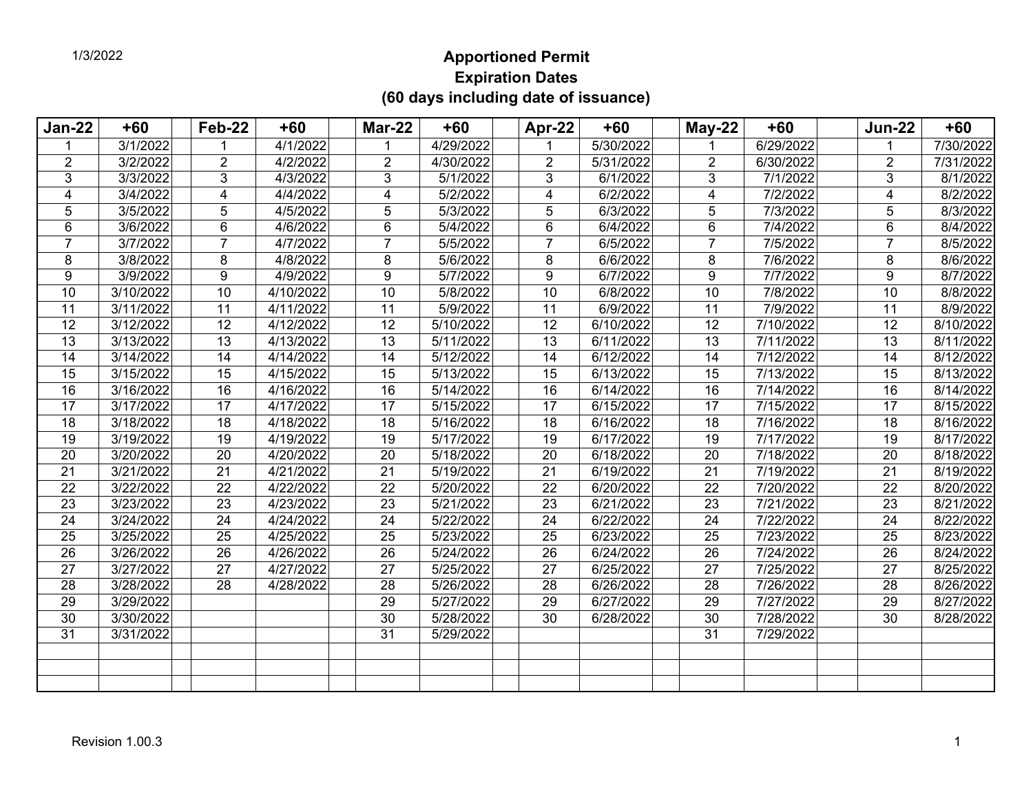1/3/2022

# Apportioned Permit
# Expiration Dates
# (60 days including date of issuance)

| Jan-22 | +60 | | Feb-22 | +60 | | Mar-22 | +60 | | Apr-22 | +60 | | May-22 | +60 | | Jun-22 | +60 |
|---|---|---|---|---|---|---|---|---|---|---|---|---|---|---|---|---|
| 1 | 3/1/2022 | | 1 | 4/1/2022 | | 1 | 4/29/2022 | | 1 | 5/30/2022 | | 1 | 6/29/2022 | | 1 | 7/30/2022 |
| 2 | 3/2/2022 | | 2 | 4/2/2022 | | 2 | 4/30/2022 | | 2 | 5/31/2022 | | 2 | 6/30/2022 | | 2 | 7/31/2022 |
| 3 | 3/3/2022 | | 3 | 4/3/2022 | | 3 | 5/1/2022 | | 3 | 6/1/2022 | | 3 | 7/1/2022 | | 3 | 8/1/2022 |
| 4 | 3/4/2022 | | 4 | 4/4/2022 | | 4 | 5/2/2022 | | 4 | 6/2/2022 | | 4 | 7/2/2022 | | 4 | 8/2/2022 |
| 5 | 3/5/2022 | | 5 | 4/5/2022 | | 5 | 5/3/2022 | | 5 | 6/3/2022 | | 5 | 7/3/2022 | | 5 | 8/3/2022 |
| 6 | 3/6/2022 | | 6 | 4/6/2022 | | 6 | 5/4/2022 | | 6 | 6/4/2022 | | 6 | 7/4/2022 | | 6 | 8/4/2022 |
| 7 | 3/7/2022 | | 7 | 4/7/2022 | | 7 | 5/5/2022 | | 7 | 6/5/2022 | | 7 | 7/5/2022 | | 7 | 8/5/2022 |
| 8 | 3/8/2022 | | 8 | 4/8/2022 | | 8 | 5/6/2022 | | 8 | 6/6/2022 | | 8 | 7/6/2022 | | 8 | 8/6/2022 |
| 9 | 3/9/2022 | | 9 | 4/9/2022 | | 9 | 5/7/2022 | | 9 | 6/7/2022 | | 9 | 7/7/2022 | | 9 | 8/7/2022 |
| 10 | 3/10/2022 | | 10 | 4/10/2022 | | 10 | 5/8/2022 | | 10 | 6/8/2022 | | 10 | 7/8/2022 | | 10 | 8/8/2022 |
| 11 | 3/11/2022 | | 11 | 4/11/2022 | | 11 | 5/9/2022 | | 11 | 6/9/2022 | | 11 | 7/9/2022 | | 11 | 8/9/2022 |
| 12 | 3/12/2022 | | 12 | 4/12/2022 | | 12 | 5/10/2022 | | 12 | 6/10/2022 | | 12 | 7/10/2022 | | 12 | 8/10/2022 |
| 13 | 3/13/2022 | | 13 | 4/13/2022 | | 13 | 5/11/2022 | | 13 | 6/11/2022 | | 13 | 7/11/2022 | | 13 | 8/11/2022 |
| 14 | 3/14/2022 | | 14 | 4/14/2022 | | 14 | 5/12/2022 | | 14 | 6/12/2022 | | 14 | 7/12/2022 | | 14 | 8/12/2022 |
| 15 | 3/15/2022 | | 15 | 4/15/2022 | | 15 | 5/13/2022 | | 15 | 6/13/2022 | | 15 | 7/13/2022 | | 15 | 8/13/2022 |
| 16 | 3/16/2022 | | 16 | 4/16/2022 | | 16 | 5/14/2022 | | 16 | 6/14/2022 | | 16 | 7/14/2022 | | 16 | 8/14/2022 |
| 17 | 3/17/2022 | | 17 | 4/17/2022 | | 17 | 5/15/2022 | | 17 | 6/15/2022 | | 17 | 7/15/2022 | | 17 | 8/15/2022 |
| 18 | 3/18/2022 | | 18 | 4/18/2022 | | 18 | 5/16/2022 | | 18 | 6/16/2022 | | 18 | 7/16/2022 | | 18 | 8/16/2022 |
| 19 | 3/19/2022 | | 19 | 4/19/2022 | | 19 | 5/17/2022 | | 19 | 6/17/2022 | | 19 | 7/17/2022 | | 19 | 8/17/2022 |
| 20 | 3/20/2022 | | 20 | 4/20/2022 | | 20 | 5/18/2022 | | 20 | 6/18/2022 | | 20 | 7/18/2022 | | 20 | 8/18/2022 |
| 21 | 3/21/2022 | | 21 | 4/21/2022 | | 21 | 5/19/2022 | | 21 | 6/19/2022 | | 21 | 7/19/2022 | | 21 | 8/19/2022 |
| 22 | 3/22/2022 | | 22 | 4/22/2022 | | 22 | 5/20/2022 | | 22 | 6/20/2022 | | 22 | 7/20/2022 | | 22 | 8/20/2022 |
| 23 | 3/23/2022 | | 23 | 4/23/2022 | | 23 | 5/21/2022 | | 23 | 6/21/2022 | | 23 | 7/21/2022 | | 23 | 8/21/2022 |
| 24 | 3/24/2022 | | 24 | 4/24/2022 | | 24 | 5/22/2022 | | 24 | 6/22/2022 | | 24 | 7/22/2022 | | 24 | 8/22/2022 |
| 25 | 3/25/2022 | | 25 | 4/25/2022 | | 25 | 5/23/2022 | | 25 | 6/23/2022 | | 25 | 7/23/2022 | | 25 | 8/23/2022 |
| 26 | 3/26/2022 | | 26 | 4/26/2022 | | 26 | 5/24/2022 | | 26 | 6/24/2022 | | 26 | 7/24/2022 | | 26 | 8/24/2022 |
| 27 | 3/27/2022 | | 27 | 4/27/2022 | | 27 | 5/25/2022 | | 27 | 6/25/2022 | | 27 | 7/25/2022 | | 27 | 8/25/2022 |
| 28 | 3/28/2022 | | 28 | 4/28/2022 | | 28 | 5/26/2022 | | 28 | 6/26/2022 | | 28 | 7/26/2022 | | 28 | 8/26/2022 |
| 29 | 3/29/2022 | | | | | 29 | 5/27/2022 | | 29 | 6/27/2022 | | 29 | 7/27/2022 | | 29 | 8/27/2022 |
| 30 | 3/30/2022 | | | | | 30 | 5/28/2022 | | 30 | 6/28/2022 | | 30 | 7/28/2022 | | 30 | 8/28/2022 |
| 31 | 3/31/2022 | | | | | 31 | 5/29/2022 | | | | | 31 | 7/29/2022 | | | |

Revision 1.00.3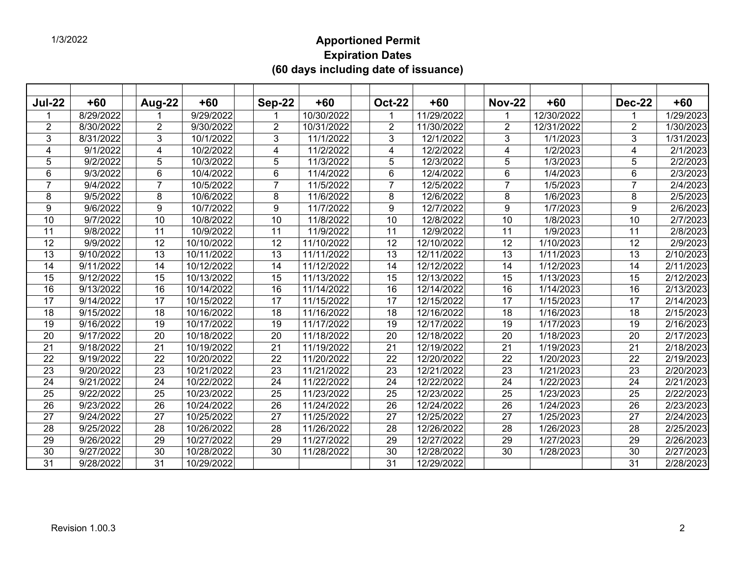# Apportioned Permit
## Expiration Dates
### (60 days including date of issuance)

| Jul-22 | +60 | Aug-22 | +60 | Sep-22 | +60 | Oct-22 | +60 | Nov-22 | +60 | Dec-22 | +60 |
|---|---|---|---|---|---|---|---|---|---|---|---|
| 1 | 8/29/2022 | 1 | 9/29/2022 | 1 | 10/30/2022 | 1 | 11/29/2022 | 1 | 12/30/2022 | 1 | 1/29/2023 |
| 2 | 8/30/2022 | 2 | 9/30/2022 | 2 | 10/31/2022 | 2 | 11/30/2022 | 2 | 12/31/2022 | 2 | 1/30/2023 |
| 3 | 8/31/2022 | 3 | 10/1/2022 | 3 | 11/1/2022 | 3 | 12/1/2022 | 3 | 1/1/2023 | 3 | 1/31/2023 |
| 4 | 9/1/2022 | 4 | 10/2/2022 | 4 | 11/2/2022 | 4 | 12/2/2022 | 4 | 1/2/2023 | 4 | 2/1/2023 |
| 5 | 9/2/2022 | 5 | 10/3/2022 | 5 | 11/3/2022 | 5 | 12/3/2022 | 5 | 1/3/2023 | 5 | 2/2/2023 |
| 6 | 9/3/2022 | 6 | 10/4/2022 | 6 | 11/4/2022 | 6 | 12/4/2022 | 6 | 1/4/2023 | 6 | 2/3/2023 |
| 7 | 9/4/2022 | 7 | 10/5/2022 | 7 | 11/5/2022 | 7 | 12/5/2022 | 7 | 1/5/2023 | 7 | 2/4/2023 |
| 8 | 9/5/2022 | 8 | 10/6/2022 | 8 | 11/6/2022 | 8 | 12/6/2022 | 8 | 1/6/2023 | 8 | 2/5/2023 |
| 9 | 9/6/2022 | 9 | 10/7/2022 | 9 | 11/7/2022 | 9 | 12/7/2022 | 9 | 1/7/2023 | 9 | 2/6/2023 |
| 10 | 9/7/2022 | 10 | 10/8/2022 | 10 | 11/8/2022 | 10 | 12/8/2022 | 10 | 1/8/2023 | 10 | 2/7/2023 |
| 11 | 9/8/2022 | 11 | 10/9/2022 | 11 | 11/9/2022 | 11 | 12/9/2022 | 11 | 1/9/2023 | 11 | 2/8/2023 |
| 12 | 9/9/2022 | 12 | 10/10/2022 | 12 | 11/10/2022 | 12 | 12/10/2022 | 12 | 1/10/2023 | 12 | 2/9/2023 |
| 13 | 9/10/2022 | 13 | 10/11/2022 | 13 | 11/11/2022 | 13 | 12/11/2022 | 13 | 1/11/2023 | 13 | 2/10/2023 |
| 14 | 9/11/2022 | 14 | 10/12/2022 | 14 | 11/12/2022 | 14 | 12/12/2022 | 14 | 1/12/2023 | 14 | 2/11/2023 |
| 15 | 9/12/2022 | 15 | 10/13/2022 | 15 | 11/13/2022 | 15 | 12/13/2022 | 15 | 1/13/2023 | 15 | 2/12/2023 |
| 16 | 9/13/2022 | 16 | 10/14/2022 | 16 | 11/14/2022 | 16 | 12/14/2022 | 16 | 1/14/2023 | 16 | 2/13/2023 |
| 17 | 9/14/2022 | 17 | 10/15/2022 | 17 | 11/15/2022 | 17 | 12/15/2022 | 17 | 1/15/2023 | 17 | 2/14/2023 |
| 18 | 9/15/2022 | 18 | 10/16/2022 | 18 | 11/16/2022 | 18 | 12/16/2022 | 18 | 1/16/2023 | 18 | 2/15/2023 |
| 19 | 9/16/2022 | 19 | 10/17/2022 | 19 | 11/17/2022 | 19 | 12/17/2022 | 19 | 1/17/2023 | 19 | 2/16/2023 |
| 20 | 9/17/2022 | 20 | 10/18/2022 | 20 | 11/18/2022 | 20 | 12/18/2022 | 20 | 1/18/2023 | 20 | 2/17/2023 |
| 21 | 9/18/2022 | 21 | 10/19/2022 | 21 | 11/19/2022 | 21 | 12/19/2022 | 21 | 1/19/2023 | 21 | 2/18/2023 |
| 22 | 9/19/2022 | 22 | 10/20/2022 | 22 | 11/20/2022 | 22 | 12/20/2022 | 22 | 1/20/2023 | 22 | 2/19/2023 |
| 23 | 9/20/2022 | 23 | 10/21/2022 | 23 | 11/21/2022 | 23 | 12/21/2022 | 23 | 1/21/2023 | 23 | 2/20/2023 |
| 24 | 9/21/2022 | 24 | 10/22/2022 | 24 | 11/22/2022 | 24 | 12/22/2022 | 24 | 1/22/2023 | 24 | 2/21/2023 |
| 25 | 9/22/2022 | 25 | 10/23/2022 | 25 | 11/23/2022 | 25 | 12/23/2022 | 25 | 1/23/2023 | 25 | 2/22/2023 |
| 26 | 9/23/2022 | 26 | 10/24/2022 | 26 | 11/24/2022 | 26 | 12/24/2022 | 26 | 1/24/2023 | 26 | 2/23/2023 |
| 27 | 9/24/2022 | 27 | 10/25/2022 | 27 | 11/25/2022 | 27 | 12/25/2022 | 27 | 1/25/2023 | 27 | 2/24/2023 |
| 28 | 9/25/2022 | 28 | 10/26/2022 | 28 | 11/26/2022 | 28 | 12/26/2022 | 28 | 1/26/2023 | 28 | 2/25/2023 |
| 29 | 9/26/2022 | 29 | 10/27/2022 | 29 | 11/27/2022 | 29 | 12/27/2022 | 29 | 1/27/2023 | 29 | 2/26/2023 |
| 30 | 9/27/2022 | 30 | 10/28/2022 | 30 | 11/28/2022 | 30 | 12/28/2022 | 30 | 1/28/2023 | 30 | 2/27/2023 |
| 31 | 9/28/2022 | 31 | 10/29/2022 | | | 31 | 12/29/2022 | | | 31 | 2/28/2023 |